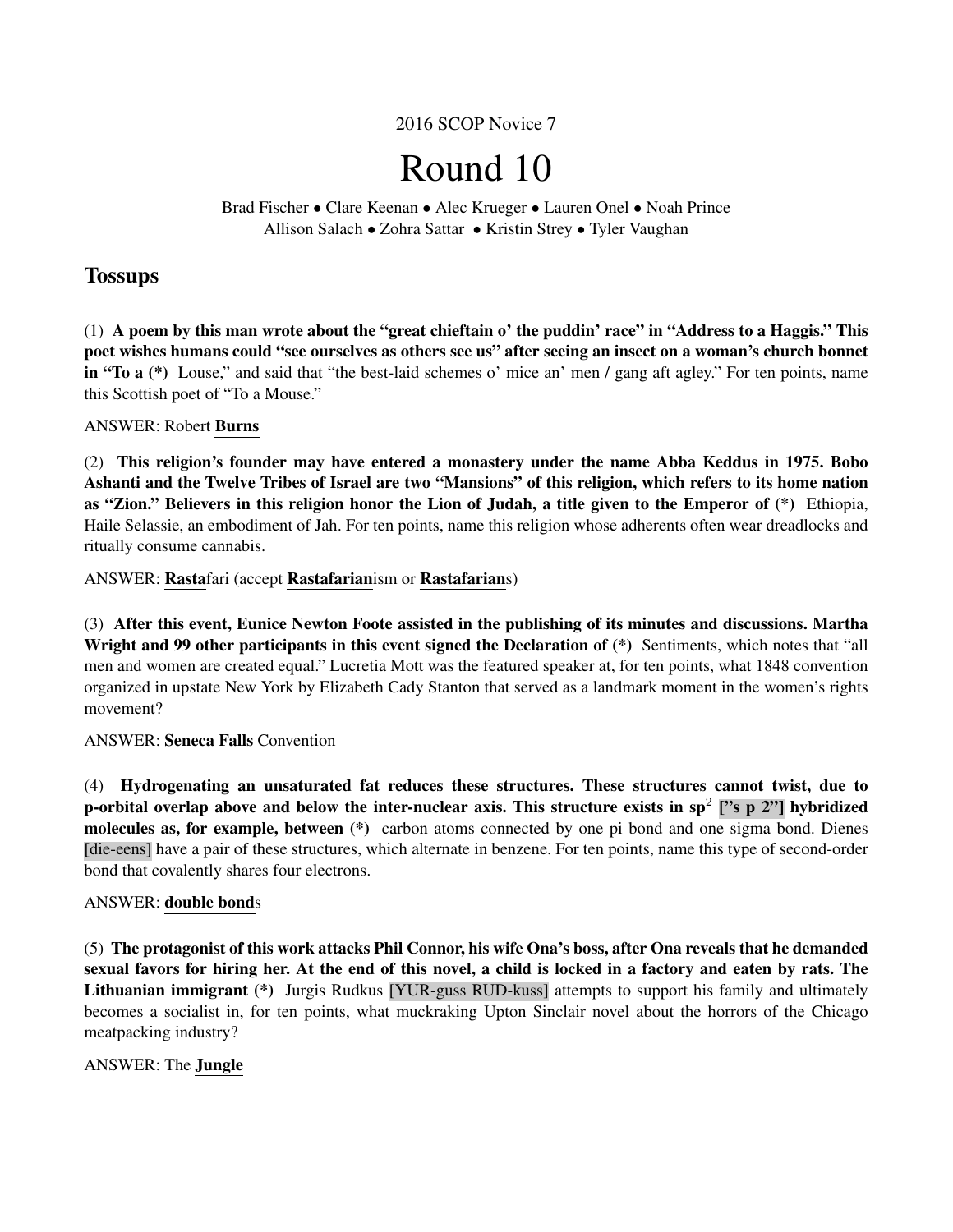2016 SCOP Novice 7

# Round 10

Brad Fischer • Clare Keenan • Alec Krueger • Lauren Onel • Noah Prince
Allison Salach • Zohra Sattar • Kristin Strey • Tyler Vaughan

## Tossups

(1) **A poem by this man wrote about the "great chieftain o' the puddin' race" in "Address to a Haggis." This poet wishes humans could "see ourselves as others see us" after seeing an insect on a woman's church bonnet in "To a (*)** Louse," and said that "the best-laid schemes o' mice an' men / gang aft agley." For ten points, name this Scottish poet of "To a Mouse."

ANSWER: Robert **Burns**

(2) **This religion's founder may have entered a monastery under the name Abba Keddus in 1975. Bobo Ashanti and the Twelve Tribes of Israel are two "Mansions" of this religion, which refers to its home nation as "Zion." Believers in this religion honor the Lion of Judah, a title given to the Emperor of (*)** Ethiopia, Haile Selassie, an embodiment of Jah. For ten points, name this religion whose adherents often wear dreadlocks and ritually consume cannabis.

ANSWER: **Rasta**fari (accept **Rastafarian**ism or **Rastafarian**s)

(3) **After this event, Eunice Newton Foote assisted in the publishing of its minutes and discussions. Martha Wright and 99 other participants in this event signed the Declaration of (*)** Sentiments, which notes that "all men and women are created equal." Lucretia Mott was the featured speaker at, for ten points, what 1848 convention organized in upstate New York by Elizabeth Cady Stanton that served as a landmark moment in the women's rights movement?

ANSWER: **Seneca Falls** Convention

(4) **Hydrogenating an unsaturated fat reduces these structures. These structures cannot twist, due to p-orbital overlap above and below the inter-nuclear axis. This structure exists in sp$^2$ ["s p 2"] hybridized molecules as, for example, between (*)** carbon atoms connected by one pi bond and one sigma bond. Dienes [die-eens] have a pair of these structures, which alternate in benzene. For ten points, name this type of second-order bond that covalently shares four electrons.

ANSWER: **double bond**s

(5) **The protagonist of this work attacks Phil Connor, his wife Ona's boss, after Ona reveals that he demanded sexual favors for hiring her. At the end of this novel, a child is locked in a factory and eaten by rats. The Lithuanian immigrant (*)** Jurgis Rudkus [YUR-guss RUD-kuss] attempts to support his family and ultimately becomes a socialist in, for ten points, what muckraking Upton Sinclair novel about the horrors of the Chicago meatpacking industry?

ANSWER: The **Jungle**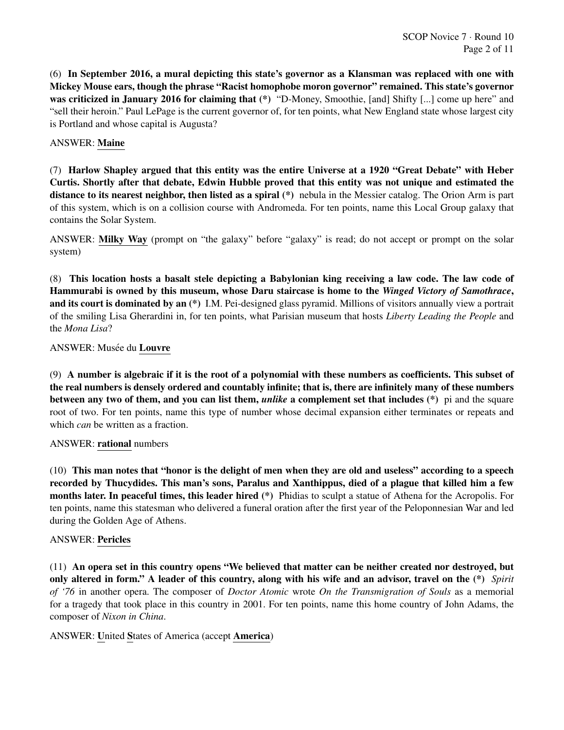(6) **In September 2016, a mural depicting this state's governor as a Klansman was replaced with one with Mickey Mouse ears, though the phrase "Racist homophobe moron governor" remained. This state's governor was criticized in January 2016 for claiming that (*)** "D-Money, Smoothie, [and] Shifty [...] come up here" and "sell their heroin." Paul LePage is the current governor of, for ten points, what New England state whose largest city is Portland and whose capital is Augusta?

ANSWER: **Maine**

(7) **Harlow Shapley argued that this entity was the entire Universe at a 1920 "Great Debate" with Heber Curtis. Shortly after that debate, Edwin Hubble proved that this entity was not unique and estimated the distance to its nearest neighbor, then listed as a spiral (*)** nebula in the Messier catalog. The Orion Arm is part of this system, which is on a collision course with Andromeda. For ten points, name this Local Group galaxy that contains the Solar System.

ANSWER: **Milky Way** (prompt on "the galaxy" before "galaxy" is read; do not accept or prompt on the solar system)

(8) **This location hosts a basalt stele depicting a Babylonian king receiving a law code. The law code of Hammurabi is owned by this museum, whose Daru staircase is home to the *Winged Victory of Samothrace*, and its court is dominated by an (*)** I.M. Pei-designed glass pyramid. Millions of visitors annually view a portrait of the smiling Lisa Gherardini in, for ten points, what Parisian museum that hosts *Liberty Leading the People* and the *Mona Lisa*?

ANSWER: Musée du **Louvre**

(9) **A number is algebraic if it is the root of a polynomial with these numbers as coefficients. This subset of the real numbers is densely ordered and countably infinite; that is, there are infinitely many of these numbers between any two of them, and you can list them, *unlike* a complement set that includes (*)** pi and the square root of two. For ten points, name this type of number whose decimal expansion either terminates or repeats and which *can* be written as a fraction.

ANSWER: **rational** numbers

(10) **This man notes that "honor is the delight of men when they are old and useless" according to a speech recorded by Thucydides. This man's sons, Paralus and Xanthippus, died of a plague that killed him a few months later. In peaceful times, this leader hired (*)** Phidias to sculpt a statue of Athena for the Acropolis. For ten points, name this statesman who delivered a funeral oration after the first year of the Peloponnesian War and led during the Golden Age of Athens.

ANSWER: **Pericles**

(11) **An opera set in this country opens "We believed that matter can be neither created nor destroyed, but only altered in form." A leader of this country, along with his wife and an advisor, travel on the (*)** *Spirit of '76* in another opera. The composer of *Doctor Atomic* wrote *On the Transmigration of Souls* as a memorial for a tragedy that took place in this country in 2001. For ten points, name this home country of John Adams, the composer of *Nixon in China*.

ANSWER: **U**nited **S**tates of America (accept **America**)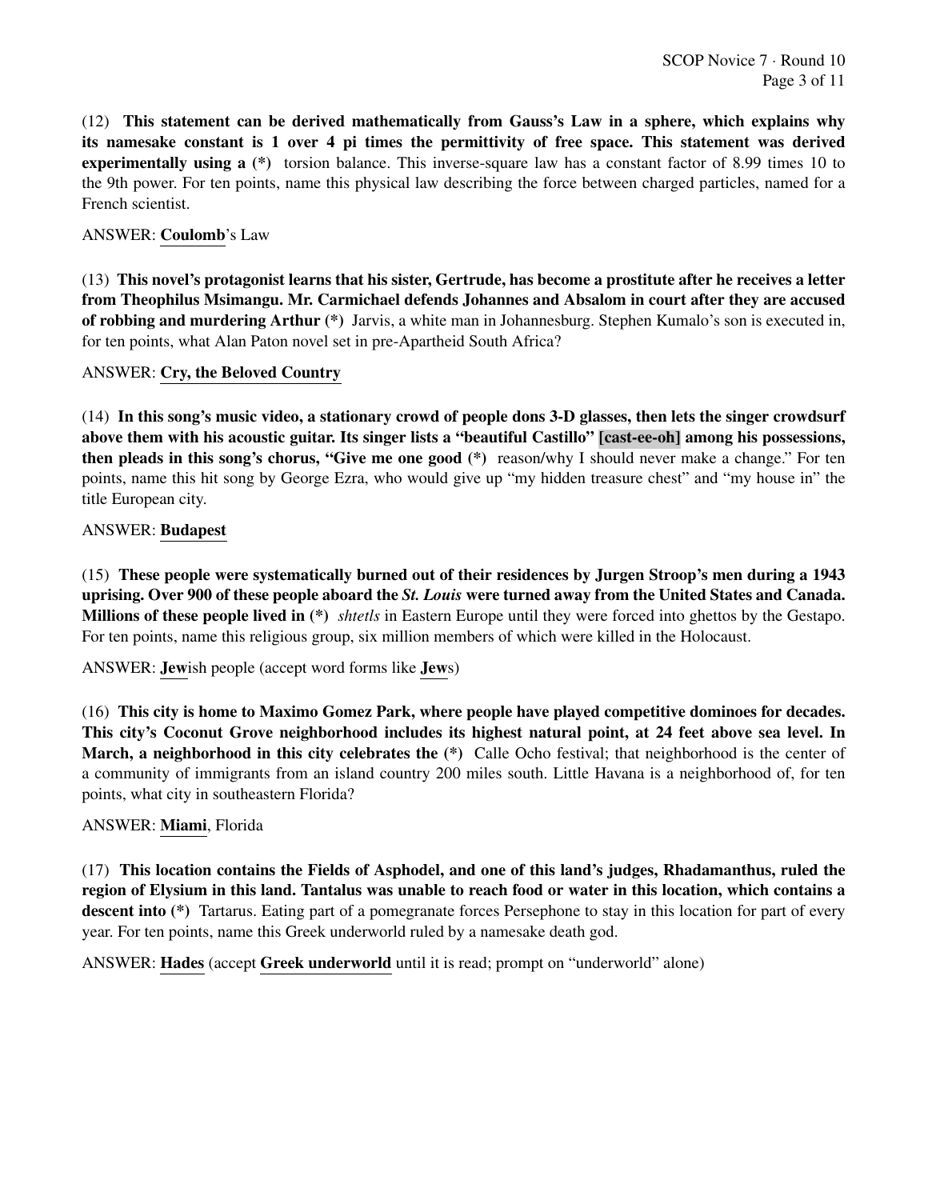(12) **This statement can be derived mathematically from Gauss's Law in a sphere, which explains why its namesake constant is 1 over 4 pi times the permittivity of free space. This statement was derived experimentally using a (*)** torsion balance. This inverse-square law has a constant factor of 8.99 times 10 to the 9th power. For ten points, name this physical law describing the force between charged particles, named for a French scientist.

ANSWER: **Coulomb**'s Law

(13) **This novel's protagonist learns that his sister, Gertrude, has become a prostitute after he receives a letter from Theophilus Msimangu. Mr. Carmichael defends Johannes and Absalom in court after they are accused of robbing and murdering Arthur (*)** Jarvis, a white man in Johannesburg. Stephen Kumalo's son is executed in, for ten points, what Alan Paton novel set in pre-Apartheid South Africa?

ANSWER: **Cry, the Beloved Country**

(14) **In this song's music video, a stationary crowd of people dons 3-D glasses, then lets the singer crowdsurf above them with his acoustic guitar. Its singer lists a "beautiful Castillo" [cast-ee-oh] among his possessions, then pleads in this song's chorus, "Give me one good (*)** reason/why I should never make a change." For ten points, name this hit song by George Ezra, who would give up "my hidden treasure chest" and "my house in" the title European city.

ANSWER: **Budapest**

(15) **These people were systematically burned out of their residences by Jurgen Stroop's men during a 1943 uprising. Over 900 of these people aboard the *St. Louis* were turned away from the United States and Canada. Millions of these people lived in (*)** *shtetls* in Eastern Europe until they were forced into ghettos by the Gestapo. For ten points, name this religious group, six million members of which were killed in the Holocaust.

ANSWER: **Jew**ish people (accept word forms like **Jew**s)

(16) **This city is home to Maximo Gomez Park, where people have played competitive dominoes for decades. This city's Coconut Grove neighborhood includes its highest natural point, at 24 feet above sea level. In March, a neighborhood in this city celebrates the (*)** Calle Ocho festival; that neighborhood is the center of a community of immigrants from an island country 200 miles south. Little Havana is a neighborhood of, for ten points, what city in southeastern Florida?

ANSWER: **Miami**, Florida

(17) **This location contains the Fields of Asphodel, and one of this land's judges, Rhadamanthus, ruled the region of Elysium in this land. Tantalus was unable to reach food or water in this location, which contains a descent into (*)** Tartarus. Eating part of a pomegranate forces Persephone to stay in this location for part of every year. For ten points, name this Greek underworld ruled by a namesake death god.

ANSWER: **Hades** (accept **Greek underworld** until it is read; prompt on "underworld" alone)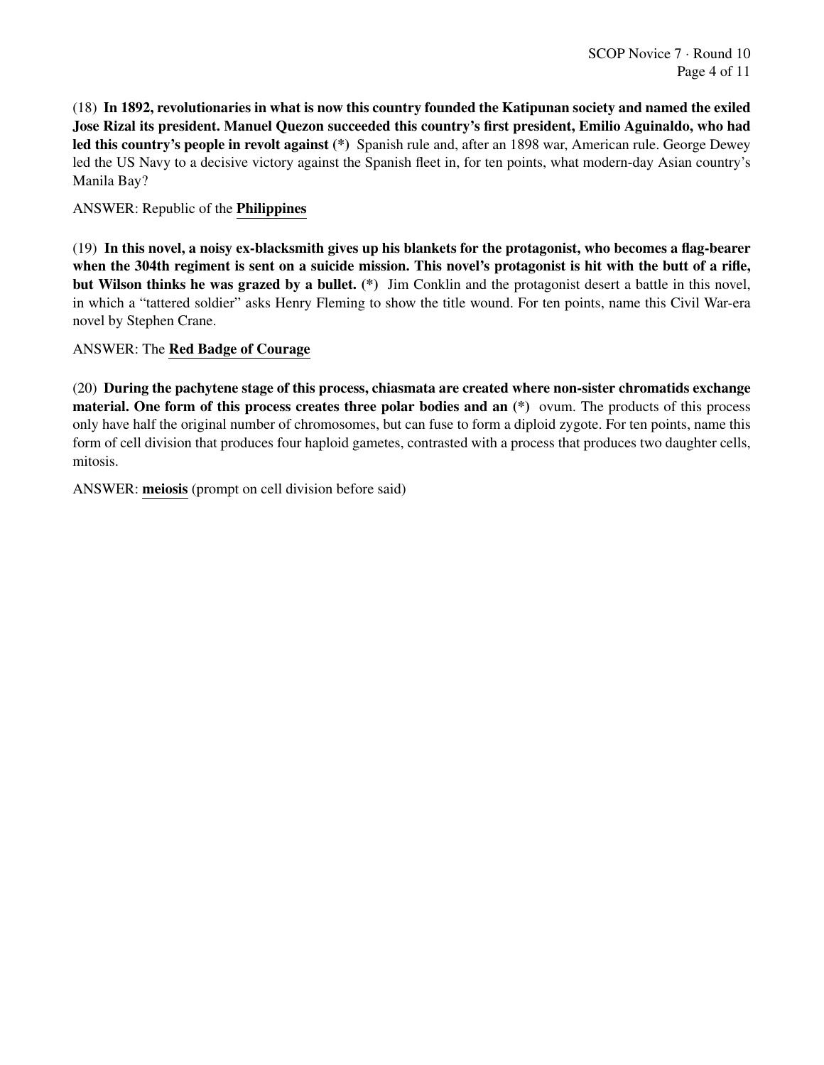(18) **In 1892, revolutionaries in what is now this country founded the Katipunan society and named the exiled Jose Rizal its president. Manuel Quezon succeeded this country's first president, Emilio Aguinaldo, who had led this country's people in revolt against (*)** Spanish rule and, after an 1898 war, American rule. George Dewey led the US Navy to a decisive victory against the Spanish fleet in, for ten points, what modern-day Asian country's Manila Bay?

ANSWER: Republic of the **Philippines**

(19) **In this novel, a noisy ex-blacksmith gives up his blankets for the protagonist, who becomes a flag-bearer when the 304th regiment is sent on a suicide mission. This novel's protagonist is hit with the butt of a rifle, but Wilson thinks he was grazed by a bullet. (*)** Jim Conklin and the protagonist desert a battle in this novel, in which a "tattered soldier" asks Henry Fleming to show the title wound. For ten points, name this Civil War-era novel by Stephen Crane.

ANSWER: The **Red Badge of Courage**

(20) **During the pachytene stage of this process, chiasmata are created where non-sister chromatids exchange material. One form of this process creates three polar bodies and an (*)** ovum. The products of this process only have half the original number of chromosomes, but can fuse to form a diploid zygote. For ten points, name this form of cell division that produces four haploid gametes, contrasted with a process that produces two daughter cells, mitosis.

ANSWER: **meiosis** (prompt on cell division before said)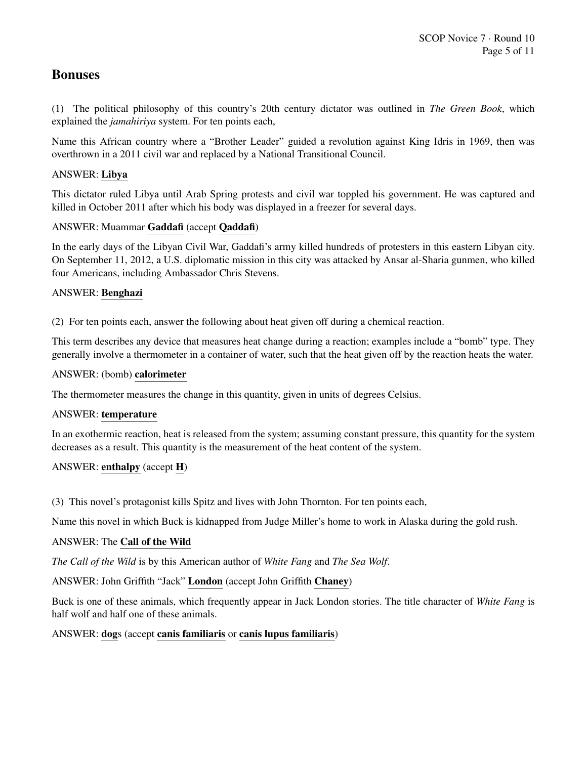## Bonuses

(1) The political philosophy of this country's 20th century dictator was outlined in *The Green Book*, which explained the *jamahiriya* system. For ten points each,

Name this African country where a "Brother Leader" guided a revolution against King Idris in 1969, then was overthrown in a 2011 civil war and replaced by a National Transitional Council.

ANSWER: **Libya**

This dictator ruled Libya until Arab Spring protests and civil war toppled his government. He was captured and killed in October 2011 after which his body was displayed in a freezer for several days.

ANSWER: Muammar **Gaddafi** (accept **Qaddafi**)

In the early days of the Libyan Civil War, Gaddafi's army killed hundreds of protesters in this eastern Libyan city. On September 11, 2012, a U.S. diplomatic mission in this city was attacked by Ansar al-Sharia gunmen, who killed four Americans, including Ambassador Chris Stevens.

ANSWER: **Benghazi**

(2) For ten points each, answer the following about heat given off during a chemical reaction.

This term describes any device that measures heat change during a reaction; examples include a "bomb" type. They generally involve a thermometer in a container of water, such that the heat given off by the reaction heats the water.

ANSWER: (bomb) **calorimeter**

The thermometer measures the change in this quantity, given in units of degrees Celsius.

ANSWER: **temperature**

In an exothermic reaction, heat is released from the system; assuming constant pressure, this quantity for the system decreases as a result. This quantity is the measurement of the heat content of the system.

ANSWER: **enthalpy** (accept **H**)

(3) This novel's protagonist kills Spitz and lives with John Thornton. For ten points each,

Name this novel in which Buck is kidnapped from Judge Miller's home to work in Alaska during the gold rush.

ANSWER: The **Call of the Wild**

*The Call of the Wild* is by this American author of *White Fang* and *The Sea Wolf*.

ANSWER: John Griffith "Jack" **London** (accept John Griffith **Chaney**)

Buck is one of these animals, which frequently appear in Jack London stories. The title character of *White Fang* is half wolf and half one of these animals.

ANSWER: **dog**s (accept **canis familiaris** or **canis lupus familiaris**)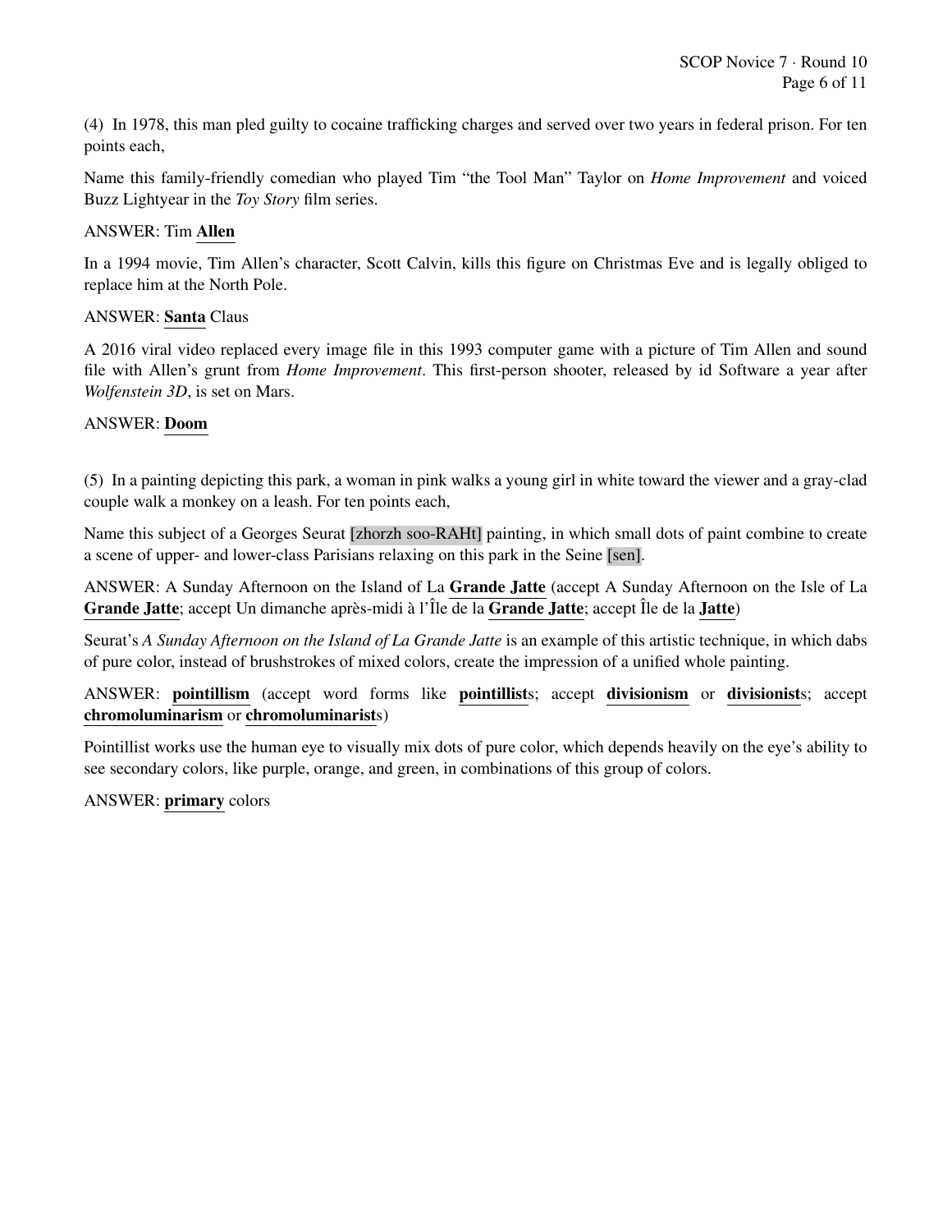(4) In 1978, this man pled guilty to cocaine trafficking charges and served over two years in federal prison. For ten points each,

Name this family-friendly comedian who played Tim "the Tool Man" Taylor on *Home Improvement* and voiced Buzz Lightyear in the *Toy Story* film series.

ANSWER: Tim **Allen**

In a 1994 movie, Tim Allen's character, Scott Calvin, kills this figure on Christmas Eve and is legally obliged to replace him at the North Pole.

ANSWER: **Santa** Claus

A 2016 viral video replaced every image file in this 1993 computer game with a picture of Tim Allen and sound file with Allen's grunt from *Home Improvement*. This first-person shooter, released by id Software a year after *Wolfenstein 3D*, is set on Mars.

ANSWER: **Doom**

(5) In a painting depicting this park, a woman in pink walks a young girl in white toward the viewer and a gray-clad couple walk a monkey on a leash. For ten points each,

Name this subject of a Georges Seurat [zhorzh soo-RAHt] painting, in which small dots of paint combine to create a scene of upper- and lower-class Parisians relaxing on this park in the Seine [sen].

ANSWER: A Sunday Afternoon on the Island of La **Grande Jatte** (accept A Sunday Afternoon on the Isle of La **Grande Jatte**; accept Un dimanche après-midi à l'Île de la **Grande Jatte**; accept Île de la **Jatte**)

Seurat's *A Sunday Afternoon on the Island of La Grande Jatte* is an example of this artistic technique, in which dabs of pure color, instead of brushstrokes of mixed colors, create the impression of a unified whole painting.

ANSWER: **pointillism** (accept word forms like **pointillist**s; accept **divisionism** or **divisionist**s; accept **chromoluminarism** or **chromoluminarist**s)

Pointillist works use the human eye to visually mix dots of pure color, which depends heavily on the eye's ability to see secondary colors, like purple, orange, and green, in combinations of this group of colors.

ANSWER: **primary** colors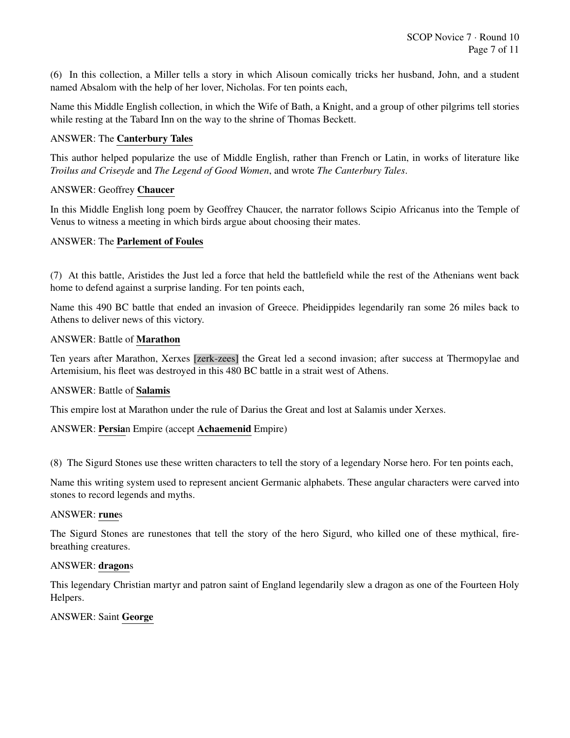(6) In this collection, a Miller tells a story in which Alisoun comically tricks her husband, John, and a student named Absalom with the help of her lover, Nicholas. For ten points each,

Name this Middle English collection, in which the Wife of Bath, a Knight, and a group of other pilgrims tell stories while resting at the Tabard Inn on the way to the shrine of Thomas Beckett.

ANSWER: The **Canterbury Tales**

This author helped popularize the use of Middle English, rather than French or Latin, in works of literature like *Troilus and Criseyde* and *The Legend of Good Women*, and wrote *The Canterbury Tales*.

ANSWER: Geoffrey **Chaucer**

In this Middle English long poem by Geoffrey Chaucer, the narrator follows Scipio Africanus into the Temple of Venus to witness a meeting in which birds argue about choosing their mates.

ANSWER: The **Parlement of Foules**

(7) At this battle, Aristides the Just led a force that held the battlefield while the rest of the Athenians went back home to defend against a surprise landing. For ten points each,

Name this 490 BC battle that ended an invasion of Greece. Pheidippides legendarily ran some 26 miles back to Athens to deliver news of this victory.

ANSWER: Battle of **Marathon**

Ten years after Marathon, Xerxes [zerk-zees] the Great led a second invasion; after success at Thermopylae and Artemisium, his fleet was destroyed in this 480 BC battle in a strait west of Athens.

ANSWER: Battle of **Salamis**

This empire lost at Marathon under the rule of Darius the Great and lost at Salamis under Xerxes.

ANSWER: **Persia**n Empire (accept **Achaemenid** Empire)

(8) The Sigurd Stones use these written characters to tell the story of a legendary Norse hero. For ten points each,

Name this writing system used to represent ancient Germanic alphabets. These angular characters were carved into stones to record legends and myths.

ANSWER: **rune**s

The Sigurd Stones are runestones that tell the story of the hero Sigurd, who killed one of these mythical, fire-breathing creatures.

ANSWER: **dragon**s

This legendary Christian martyr and patron saint of England legendarily slew a dragon as one of the Fourteen Holy Helpers.

ANSWER: Saint **George**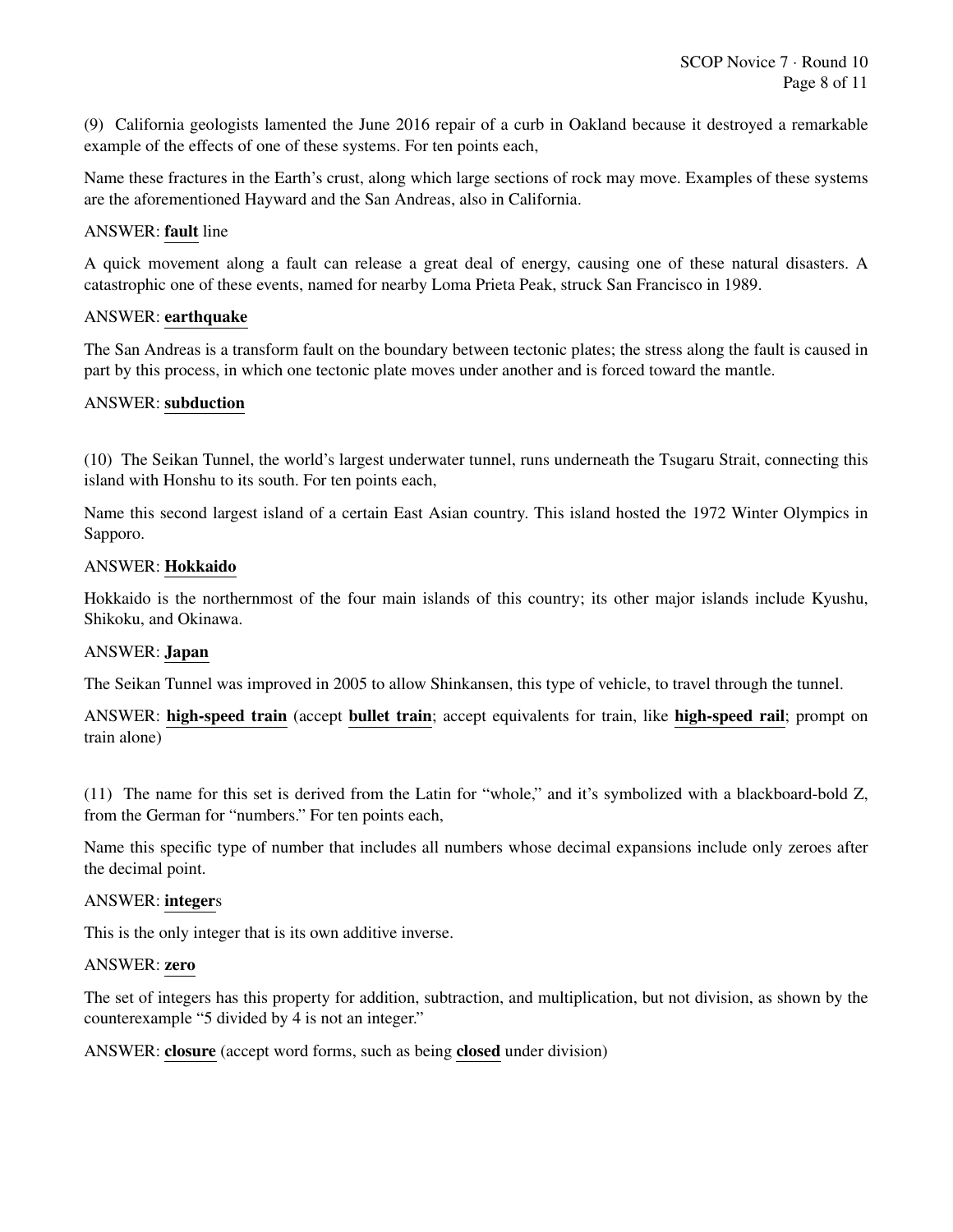(9) California geologists lamented the June 2016 repair of a curb in Oakland because it destroyed a remarkable example of the effects of one of these systems. For ten points each,

Name these fractures in the Earth's crust, along which large sections of rock may move. Examples of these systems are the aforementioned Hayward and the San Andreas, also in California.

ANSWER: **fault** line

A quick movement along a fault can release a great deal of energy, causing one of these natural disasters. A catastrophic one of these events, named for nearby Loma Prieta Peak, struck San Francisco in 1989.

ANSWER: **earthquake**

The San Andreas is a transform fault on the boundary between tectonic plates; the stress along the fault is caused in part by this process, in which one tectonic plate moves under another and is forced toward the mantle.

ANSWER: **subduction**

(10) The Seikan Tunnel, the world's largest underwater tunnel, runs underneath the Tsugaru Strait, connecting this island with Honshu to its south. For ten points each,

Name this second largest island of a certain East Asian country. This island hosted the 1972 Winter Olympics in Sapporo.

ANSWER: **Hokkaido**

Hokkaido is the northernmost of the four main islands of this country; its other major islands include Kyushu, Shikoku, and Okinawa.

ANSWER: **Japan**

The Seikan Tunnel was improved in 2005 to allow Shinkansen, this type of vehicle, to travel through the tunnel.

ANSWER: **high-speed train** (accept **bullet train**; accept equivalents for train, like **high-speed rail**; prompt on train alone)

(11) The name for this set is derived from the Latin for "whole," and it's symbolized with a blackboard-bold Z, from the German for "numbers." For ten points each,

Name this specific type of number that includes all numbers whose decimal expansions include only zeroes after the decimal point.

ANSWER: **integer**s

This is the only integer that is its own additive inverse.

ANSWER: **zero**

The set of integers has this property for addition, subtraction, and multiplication, but not division, as shown by the counterexample "5 divided by 4 is not an integer."

ANSWER: **closure** (accept word forms, such as being **closed** under division)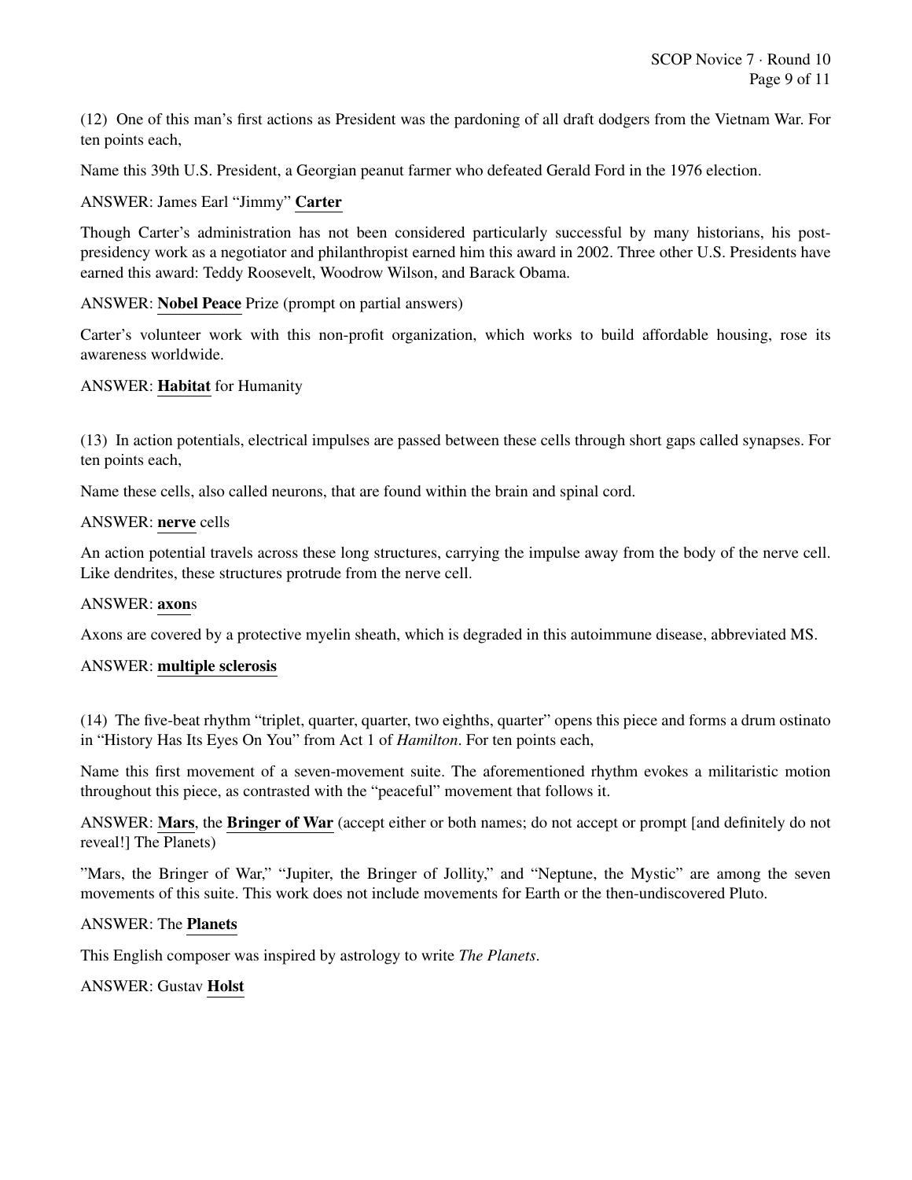(12) One of this man's first actions as President was the pardoning of all draft dodgers from the Vietnam War. For ten points each,

Name this 39th U.S. President, a Georgian peanut farmer who defeated Gerald Ford in the 1976 election.

ANSWER: James Earl "Jimmy" **Carter**

Though Carter's administration has not been considered particularly successful by many historians, his post-presidency work as a negotiator and philanthropist earned him this award in 2002. Three other U.S. Presidents have earned this award: Teddy Roosevelt, Woodrow Wilson, and Barack Obama.

ANSWER: **Nobel Peace** Prize (prompt on partial answers)

Carter's volunteer work with this non-profit organization, which works to build affordable housing, rose its awareness worldwide.

ANSWER: **Habitat** for Humanity

(13) In action potentials, electrical impulses are passed between these cells through short gaps called synapses. For ten points each,

Name these cells, also called neurons, that are found within the brain and spinal cord.

ANSWER: **nerve** cells

An action potential travels across these long structures, carrying the impulse away from the body of the nerve cell. Like dendrites, these structures protrude from the nerve cell.

ANSWER: **axon**s

Axons are covered by a protective myelin sheath, which is degraded in this autoimmune disease, abbreviated MS.

ANSWER: **multiple sclerosis**

(14) The five-beat rhythm "triplet, quarter, quarter, two eighths, quarter" opens this piece and forms a drum ostinato in "History Has Its Eyes On You" from Act 1 of *Hamilton*. For ten points each,

Name this first movement of a seven-movement suite. The aforementioned rhythm evokes a militaristic motion throughout this piece, as contrasted with the "peaceful" movement that follows it.

ANSWER: **Mars**, the **Bringer of War** (accept either or both names; do not accept or prompt [and definitely do not reveal!] The Planets)

"Mars, the Bringer of War," "Jupiter, the Bringer of Jollity," and "Neptune, the Mystic" are among the seven movements of this suite. This work does not include movements for Earth or the then-undiscovered Pluto.

ANSWER: The **Planets**

This English composer was inspired by astrology to write *The Planets*.

ANSWER: Gustav **Holst**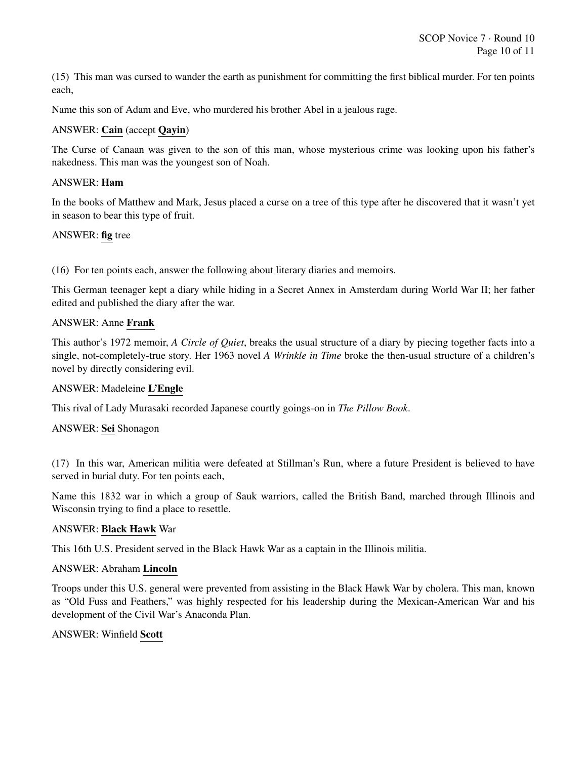(15) This man was cursed to wander the earth as punishment for committing the first biblical murder. For ten points each,

Name this son of Adam and Eve, who murdered his brother Abel in a jealous rage.

ANSWER: **Cain** (accept **Qayin**)

The Curse of Canaan was given to the son of this man, whose mysterious crime was looking upon his father's nakedness. This man was the youngest son of Noah.

ANSWER: **Ham**

In the books of Matthew and Mark, Jesus placed a curse on a tree of this type after he discovered that it wasn't yet in season to bear this type of fruit.

ANSWER: **fig** tree

(16) For ten points each, answer the following about literary diaries and memoirs.

This German teenager kept a diary while hiding in a Secret Annex in Amsterdam during World War II; her father edited and published the diary after the war.

ANSWER: Anne **Frank**

This author's 1972 memoir, *A Circle of Quiet*, breaks the usual structure of a diary by piecing together facts into a single, not-completely-true story. Her 1963 novel *A Wrinkle in Time* broke the then-usual structure of a children's novel by directly considering evil.

ANSWER: Madeleine **L'Engle**

This rival of Lady Murasaki recorded Japanese courtly goings-on in *The Pillow Book*.

ANSWER: **Sei** Shonagon

(17) In this war, American militia were defeated at Stillman's Run, where a future President is believed to have served in burial duty. For ten points each,

Name this 1832 war in which a group of Sauk warriors, called the British Band, marched through Illinois and Wisconsin trying to find a place to resettle.

ANSWER: **Black Hawk** War

This 16th U.S. President served in the Black Hawk War as a captain in the Illinois militia.

ANSWER: Abraham **Lincoln**

Troops under this U.S. general were prevented from assisting in the Black Hawk War by cholera. This man, known as "Old Fuss and Feathers," was highly respected for his leadership during the Mexican-American War and his development of the Civil War's Anaconda Plan.

ANSWER: Winfield **Scott**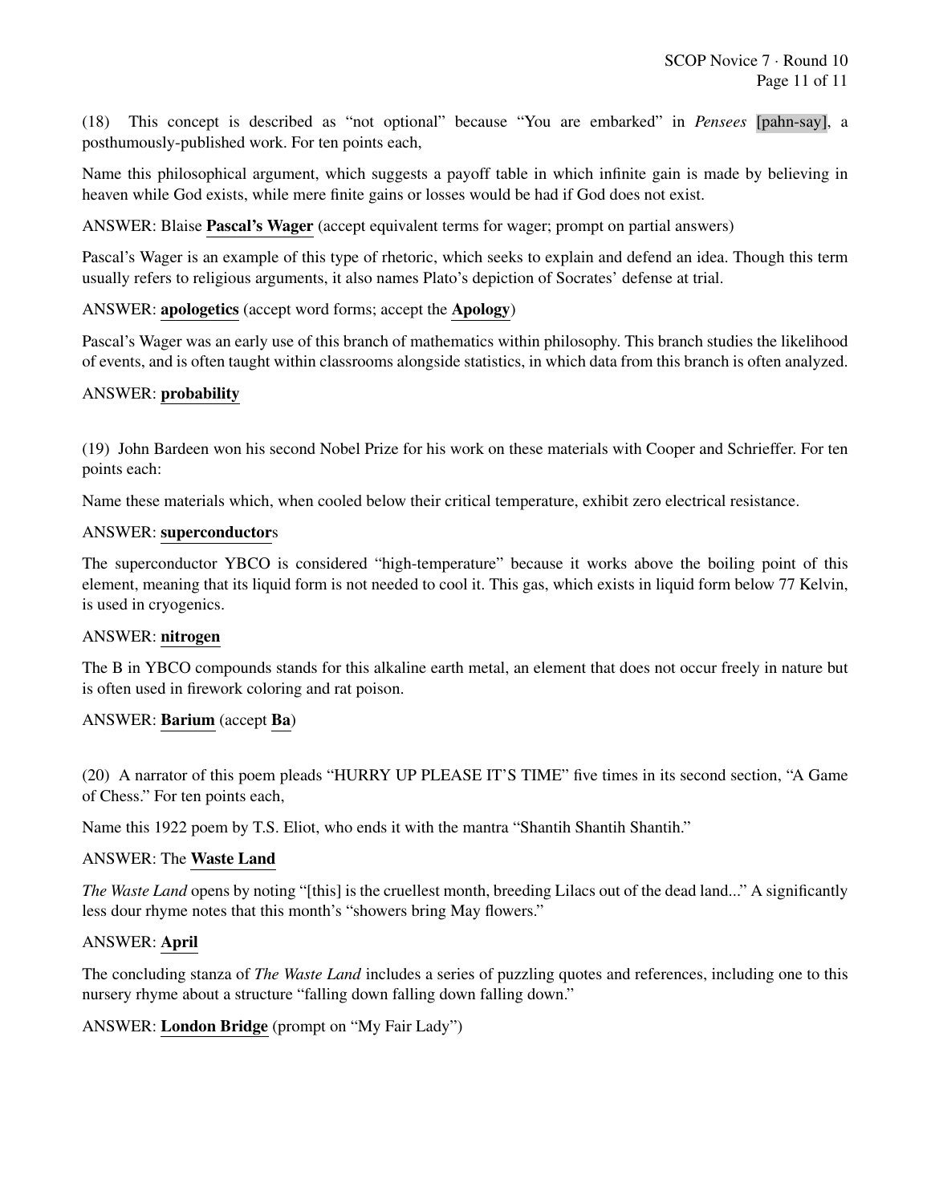(18) This concept is described as "not optional" because "You are embarked" in *Pensees* [pahn-say], a posthumously-published work. For ten points each,

Name this philosophical argument, which suggests a payoff table in which infinite gain is made by believing in heaven while God exists, while mere finite gains or losses would be had if God does not exist.

ANSWER: Blaise **Pascal's Wager** (accept equivalent terms for wager; prompt on partial answers)

Pascal's Wager is an example of this type of rhetoric, which seeks to explain and defend an idea. Though this term usually refers to religious arguments, it also names Plato's depiction of Socrates' defense at trial.

ANSWER: **apologetics** (accept word forms; accept the **Apology**)

Pascal's Wager was an early use of this branch of mathematics within philosophy. This branch studies the likelihood of events, and is often taught within classrooms alongside statistics, in which data from this branch is often analyzed.

ANSWER: **probability**

(19) John Bardeen won his second Nobel Prize for his work on these materials with Cooper and Schrieffer. For ten points each:

Name these materials which, when cooled below their critical temperature, exhibit zero electrical resistance.

ANSWER: **superconductor**s

The superconductor YBCO is considered "high-temperature" because it works above the boiling point of this element, meaning that its liquid form is not needed to cool it. This gas, which exists in liquid form below 77 Kelvin, is used in cryogenics.

ANSWER: **nitrogen**

The B in YBCO compounds stands for this alkaline earth metal, an element that does not occur freely in nature but is often used in firework coloring and rat poison.

ANSWER: **Barium** (accept **Ba**)

(20) A narrator of this poem pleads "HURRY UP PLEASE IT'S TIME" five times in its second section, "A Game of Chess." For ten points each,

Name this 1922 poem by T.S. Eliot, who ends it with the mantra "Shantih Shantih Shantih."

ANSWER: The **Waste Land**

*The Waste Land* opens by noting "[this] is the cruellest month, breeding Lilacs out of the dead land..." A significantly less dour rhyme notes that this month's "showers bring May flowers."

ANSWER: **April**

The concluding stanza of *The Waste Land* includes a series of puzzling quotes and references, including one to this nursery rhyme about a structure "falling down falling down falling down."

ANSWER: **London Bridge** (prompt on "My Fair Lady")